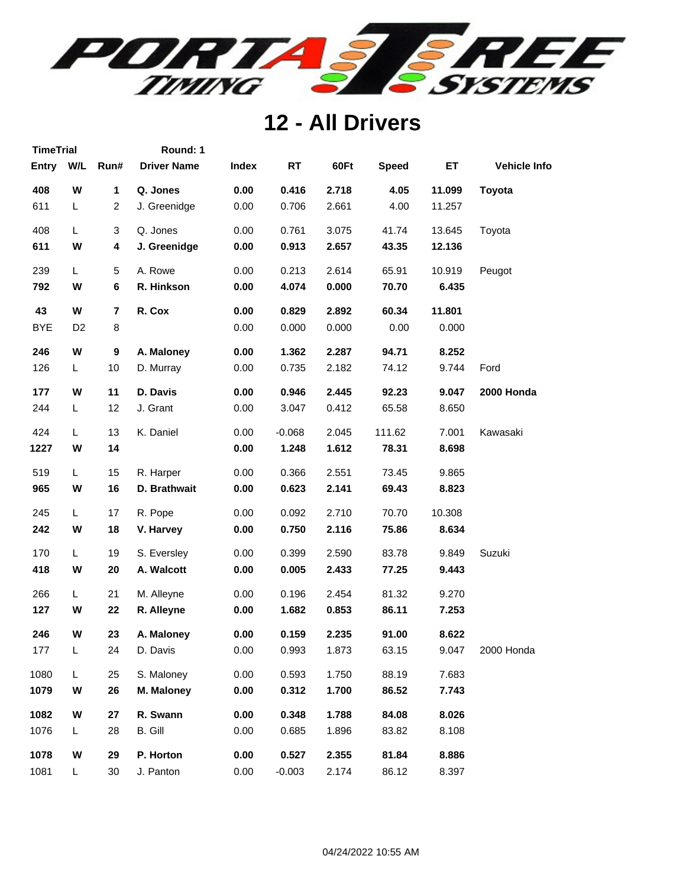# 12 - All Drivers

TimeTrial Round: 1

| Entry | W/L | Run# | Driver Name | Index | RT | 60Ft | Speed | ET | Vehicle Info |
|---|---|---|---|---|---|---|---|---|---|
| **408** | **W** | **1** | **Q. Jones** | **0.00** | **0.416** | **2.718** | **4.05** | **11.099** | **Toyota** |
| 611 | L | 2 | J. Greenidge | 0.00 | 0.706 | 2.661 | 4.00 | 11.257 | |
| 408 | L | 3 | Q. Jones | 0.00 | 0.761 | 3.075 | 41.74 | 13.645 | Toyota |
| **611** | **W** | **4** | **J. Greenidge** | **0.00** | **0.913** | **2.657** | **43.35** | **12.136** | |
| 239 | L | 5 | A. Rowe | 0.00 | 0.213 | 2.614 | 65.91 | 10.919 | Peugot |
| **792** | **W** | **6** | **R. Hinkson** | **0.00** | **4.074** | **0.000** | **70.70** | **6.435** | |
| **43** | **W** | **7** | **R. Cox** | **0.00** | **0.829** | **2.892** | **60.34** | **11.801** | |
| BYE | D2 | 8 | | 0.00 | 0.000 | 0.000 | 0.00 | 0.000 | |
| **246** | **W** | **9** | **A. Maloney** | **0.00** | **1.362** | **2.287** | **94.71** | **8.252** | |
| 126 | L | 10 | D. Murray | 0.00 | 0.735 | 2.182 | 74.12 | 9.744 | Ford |
| **177** | **W** | **11** | **D. Davis** | **0.00** | **0.946** | **2.445** | **92.23** | **9.047** | **2000 Honda** |
| 244 | L | 12 | J. Grant | 0.00 | 3.047 | 0.412 | 65.58 | 8.650 | |
| 424 | L | 13 | K. Daniel | 0.00 | -0.068 | 2.045 | 111.62 | 7.001 | Kawasaki |
| **1227** | **W** | **14** | | **0.00** | **1.248** | **1.612** | **78.31** | **8.698** | |
| 519 | L | 15 | R. Harper | 0.00 | 0.366 | 2.551 | 73.45 | 9.865 | |
| **965** | **W** | **16** | **D. Brathwait** | **0.00** | **0.623** | **2.141** | **69.43** | **8.823** | |
| 245 | L | 17 | R. Pope | 0.00 | 0.092 | 2.710 | 70.70 | 10.308 | |
| **242** | **W** | **18** | **V. Harvey** | **0.00** | **0.750** | **2.116** | **75.86** | **8.634** | |
| 170 | L | 19 | S. Eversley | 0.00 | 0.399 | 2.590 | 83.78 | 9.849 | Suzuki |
| **418** | **W** | **20** | **A. Walcott** | **0.00** | **0.005** | **2.433** | **77.25** | **9.443** | |
| 266 | L | 21 | M. Alleyne | 0.00 | 0.196 | 2.454 | 81.32 | 9.270 | |
| **127** | **W** | **22** | **R. Alleyne** | **0.00** | **1.682** | **0.853** | **86.11** | **7.253** | |
| **246** | **W** | **23** | **A. Maloney** | **0.00** | **0.159** | **2.235** | **91.00** | **8.622** | |
| 177 | L | 24 | D. Davis | 0.00 | 0.993 | 1.873 | 63.15 | 9.047 | 2000 Honda |
| 1080 | L | 25 | S. Maloney | 0.00 | 0.593 | 1.750 | 88.19 | 7.683 | |
| **1079** | **W** | **26** | **M. Maloney** | **0.00** | **0.312** | **1.700** | **86.52** | **7.743** | |
| **1082** | **W** | **27** | **R. Swann** | **0.00** | **0.348** | **1.788** | **84.08** | **8.026** | |
| 1076 | L | 28 | B. Gill | 0.00 | 0.685 | 1.896 | 83.82 | 8.108 | |
| **1078** | **W** | **29** | **P. Horton** | **0.00** | **0.527** | **2.355** | **81.84** | **8.886** | |
| 1081 | L | 30 | J. Panton | 0.00 | -0.003 | 2.174 | 86.12 | 8.397 | |

04/24/2022 10:55 AM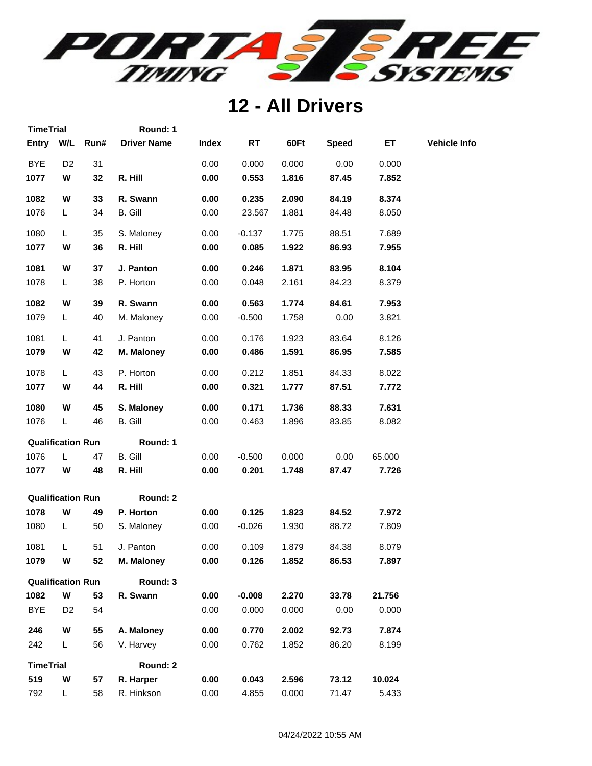# 12 - All Drivers

| Entry | W/L | Run# | Driver Name | Index | RT | 60Ft | Speed | ET | Vehicle Info |
|---|---|---|---|---|---|---|---|---|---|
| **TimeTrial** | | | **Round: 1** | | | | | | |
| BYE | D2 | 31 | | 0.00 | 0.000 | 0.000 | 0.00 | 0.000 | |
| **1077** | **W** | **32** | **R. Hill** | **0.00** | **0.553** | **1.816** | **87.45** | **7.852** | |
| **1082** | **W** | **33** | **R. Swann** | **0.00** | **0.235** | **2.090** | **84.19** | **8.374** | |
| 1076 | L | 34 | B. Gill | 0.00 | 23.567 | 1.881 | 84.48 | 8.050 | |
| 1080 | L | 35 | S. Maloney | 0.00 | -0.137 | 1.775 | 88.51 | 7.689 | |
| **1077** | **W** | **36** | **R. Hill** | **0.00** | **0.085** | **1.922** | **86.93** | **7.955** | |
| **1081** | **W** | **37** | **J. Panton** | **0.00** | **0.246** | **1.871** | **83.95** | **8.104** | |
| 1078 | L | 38 | P. Horton | 0.00 | 0.048 | 2.161 | 84.23 | 8.379 | |
| **1082** | **W** | **39** | **R. Swann** | **0.00** | **0.563** | **1.774** | **84.61** | **7.953** | |
| 1079 | L | 40 | M. Maloney | 0.00 | -0.500 | 1.758 | 0.00 | 3.821 | |
| 1081 | L | 41 | J. Panton | 0.00 | 0.176 | 1.923 | 83.64 | 8.126 | |
| **1079** | **W** | **42** | **M. Maloney** | **0.00** | **0.486** | **1.591** | **86.95** | **7.585** | |
| 1078 | L | 43 | P. Horton | 0.00 | 0.212 | 1.851 | 84.33 | 8.022 | |
| **1077** | **W** | **44** | **R. Hill** | **0.00** | **0.321** | **1.777** | **87.51** | **7.772** | |
| **1080** | **W** | **45** | **S. Maloney** | **0.00** | **0.171** | **1.736** | **88.33** | **7.631** | |
| 1076 | L | 46 | B. Gill | 0.00 | 0.463 | 1.896 | 83.85 | 8.082 | |
| **Qualification Run** | | | **Round: 1** | | | | | | |
| 1076 | L | 47 | B. Gill | 0.00 | -0.500 | 0.000 | 0.00 | 65.000 | |
| **1077** | **W** | **48** | **R. Hill** | **0.00** | **0.201** | **1.748** | **87.47** | **7.726** | |
| **Qualification Run** | | | **Round: 2** | | | | | | |
| **1078** | **W** | **49** | **P. Horton** | **0.00** | **0.125** | **1.823** | **84.52** | **7.972** | |
| 1080 | L | 50 | S. Maloney | 0.00 | -0.026 | 1.930 | 88.72 | 7.809 | |
| 1081 | L | 51 | J. Panton | 0.00 | 0.109 | 1.879 | 84.38 | 8.079 | |
| **1079** | **W** | **52** | **M. Maloney** | **0.00** | **0.126** | **1.852** | **86.53** | **7.897** | |
| **Qualification Run** | | | **Round: 3** | | | | | | |
| **1082** | **W** | **53** | **R. Swann** | **0.00** | **-0.008** | **2.270** | **33.78** | **21.756** | |
| BYE | D2 | 54 | | 0.00 | 0.000 | 0.000 | 0.00 | 0.000 | |
| **246** | **W** | **55** | **A. Maloney** | **0.00** | **0.770** | **2.002** | **92.73** | **7.874** | |
| 242 | L | 56 | V. Harvey | 0.00 | 0.762 | 1.852 | 86.20 | 8.199 | |
| **TimeTrial** | | | **Round: 2** | | | | | | |
| **519** | **W** | **57** | **R. Harper** | **0.00** | **0.043** | **2.596** | **73.12** | **10.024** | |
| 792 | L | 58 | R. Hinkson | 0.00 | 4.855 | 0.000 | 71.47 | 5.433 | |

04/24/2022 10:55 AM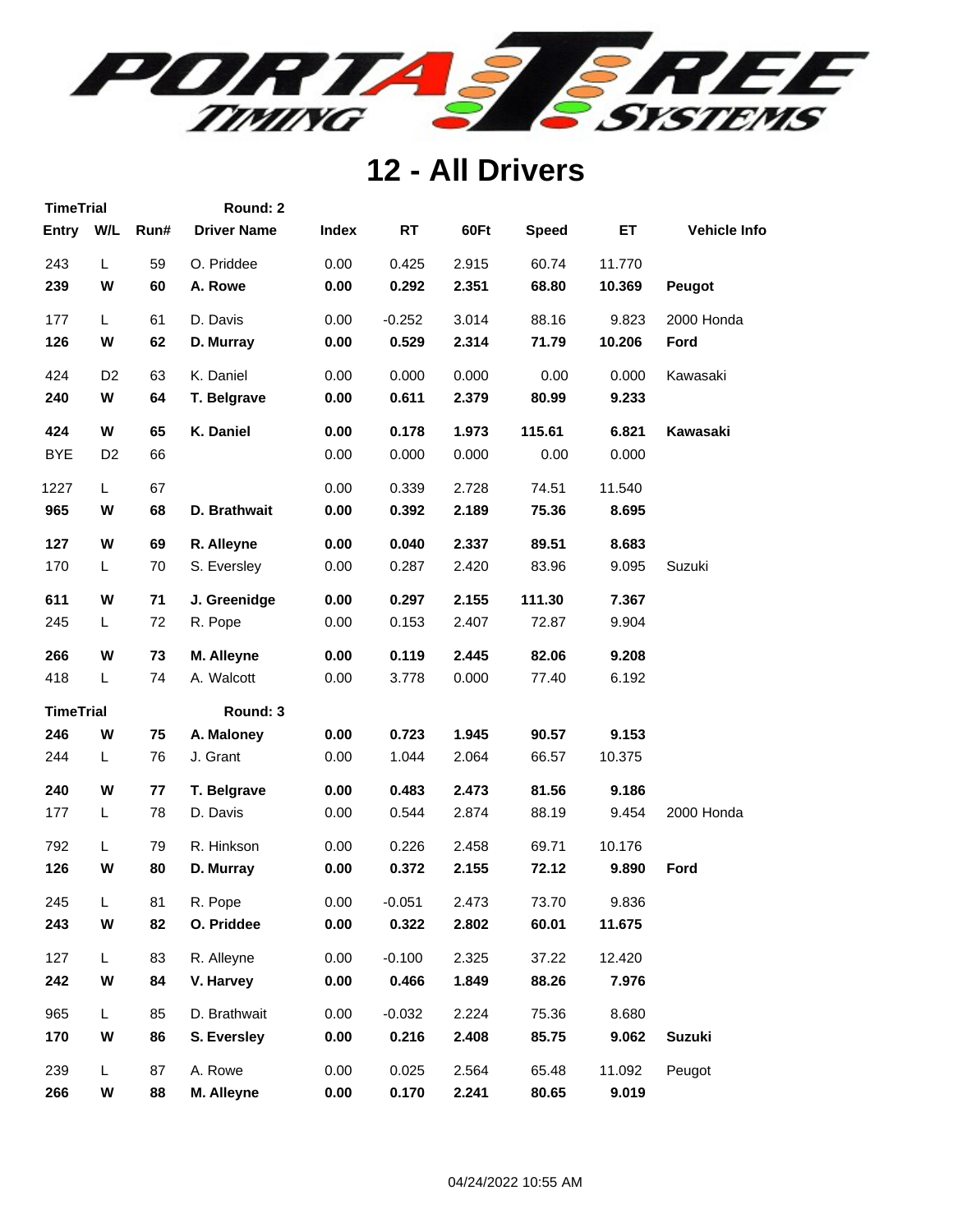# 12 - All Drivers

| Entry | W/L | Run# | Driver Name | Index | RT | 60Ft | Speed | ET | Vehicle Info |
|---|---|---|---|---|---|---|---|---|---|
| **TimeTrial** | | | **Round: 2** | | | | | | |
| 243 | L | 59 | O. Priddee | 0.00 | 0.425 | 2.915 | 60.74 | 11.770 | |
| **239** | **W** | **60** | **A. Rowe** | **0.00** | **0.292** | **2.351** | **68.80** | **10.369** | **Peugot** |
| 177 | L | 61 | D. Davis | 0.00 | -0.252 | 3.014 | 88.16 | 9.823 | 2000 Honda |
| **126** | **W** | **62** | **D. Murray** | **0.00** | **0.529** | **2.314** | **71.79** | **10.206** | **Ford** |
| 424 | D2 | 63 | K. Daniel | 0.00 | 0.000 | 0.000 | 0.00 | 0.000 | Kawasaki |
| **240** | **W** | **64** | **T. Belgrave** | **0.00** | **0.611** | **2.379** | **80.99** | **9.233** | |
| **424** | **W** | **65** | **K. Daniel** | **0.00** | **0.178** | **1.973** | **115.61** | **6.821** | **Kawasaki** |
| BYE | D2 | 66 | | 0.00 | 0.000 | 0.000 | 0.00 | 0.000 | |
| 1227 | L | 67 | | 0.00 | 0.339 | 2.728 | 74.51 | 11.540 | |
| **965** | **W** | **68** | **D. Brathwait** | **0.00** | **0.392** | **2.189** | **75.36** | **8.695** | |
| **127** | **W** | **69** | **R. Alleyne** | **0.00** | **0.040** | **2.337** | **89.51** | **8.683** | |
| 170 | L | 70 | S. Eversley | 0.00 | 0.287 | 2.420 | 83.96 | 9.095 | Suzuki |
| **611** | **W** | **71** | **J. Greenidge** | **0.00** | **0.297** | **2.155** | **111.30** | **7.367** | |
| 245 | L | 72 | R. Pope | 0.00 | 0.153 | 2.407 | 72.87 | 9.904 | |
| **266** | **W** | **73** | **M. Alleyne** | **0.00** | **0.119** | **2.445** | **82.06** | **9.208** | |
| 418 | L | 74 | A. Walcott | 0.00 | 3.778 | 0.000 | 77.40 | 6.192 | |
| **TimeTrial** | | | **Round: 3** | | | | | | |
| **246** | **W** | **75** | **A. Maloney** | **0.00** | **0.723** | **1.945** | **90.57** | **9.153** | |
| 244 | L | 76 | J. Grant | 0.00 | 1.044 | 2.064 | 66.57 | 10.375 | |
| **240** | **W** | **77** | **T. Belgrave** | **0.00** | **0.483** | **2.473** | **81.56** | **9.186** | |
| 177 | L | 78 | D. Davis | 0.00 | 0.544 | 2.874 | 88.19 | 9.454 | 2000 Honda |
| 792 | L | 79 | R. Hinkson | 0.00 | 0.226 | 2.458 | 69.71 | 10.176 | |
| **126** | **W** | **80** | **D. Murray** | **0.00** | **0.372** | **2.155** | **72.12** | **9.890** | **Ford** |
| 245 | L | 81 | R. Pope | 0.00 | -0.051 | 2.473 | 73.70 | 9.836 | |
| **243** | **W** | **82** | **O. Priddee** | **0.00** | **0.322** | **2.802** | **60.01** | **11.675** | |
| 127 | L | 83 | R. Alleyne | 0.00 | -0.100 | 2.325 | 37.22 | 12.420 | |
| **242** | **W** | **84** | **V. Harvey** | **0.00** | **0.466** | **1.849** | **88.26** | **7.976** | |
| 965 | L | 85 | D. Brathwait | 0.00 | -0.032 | 2.224 | 75.36 | 8.680 | |
| **170** | **W** | **86** | **S. Eversley** | **0.00** | **0.216** | **2.408** | **85.75** | **9.062** | **Suzuki** |
| 239 | L | 87 | A. Rowe | 0.00 | 0.025 | 2.564 | 65.48 | 11.092 | Peugot |
| **266** | **W** | **88** | **M. Alleyne** | **0.00** | **0.170** | **2.241** | **80.65** | **9.019** | |

04/24/2022 10:55 AM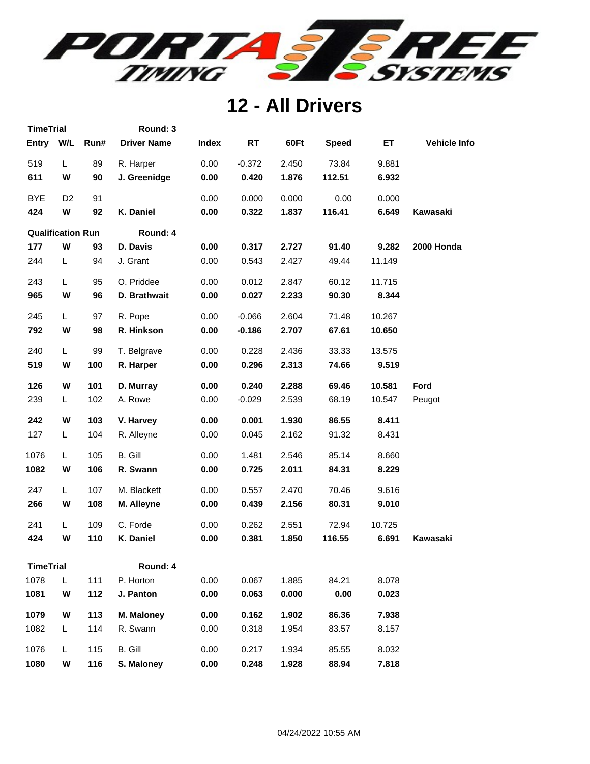# 12 - All Drivers

| Entry | W/L | Run# | Driver Name | Index | RT | 60Ft | Speed | ET | Vehicle Info |
|---|---|---|---|---|---|---|---|---|---|
| **TimeTrial** | | | **Round: 3** | | | | | | |
| 519 | L | 89 | R. Harper | 0.00 | -0.372 | 2.450 | 73.84 | 9.881 | |
| **611** | **W** | **90** | **J. Greenidge** | **0.00** | **0.420** | **1.876** | **112.51** | **6.932** | |
| BYE | D2 | 91 | | 0.00 | 0.000 | 0.000 | 0.00 | 0.000 | |
| **424** | **W** | **92** | **K. Daniel** | **0.00** | **0.322** | **1.837** | **116.41** | **6.649** | **Kawasaki** |
| **Qualification Run** | | | **Round: 4** | | | | | | |
| **177** | **W** | **93** | **D. Davis** | **0.00** | **0.317** | **2.727** | **91.40** | **9.282** | **2000 Honda** |
| 244 | L | 94 | J. Grant | 0.00 | 0.543 | 2.427 | 49.44 | 11.149 | |
| 243 | L | 95 | O. Priddee | 0.00 | 0.012 | 2.847 | 60.12 | 11.715 | |
| **965** | **W** | **96** | **D. Brathwait** | **0.00** | **0.027** | **2.233** | **90.30** | **8.344** | |
| 245 | L | 97 | R. Pope | 0.00 | -0.066 | 2.604 | 71.48 | 10.267 | |
| **792** | **W** | **98** | **R. Hinkson** | **0.00** | **-0.186** | **2.707** | **67.61** | **10.650** | |
| 240 | L | 99 | T. Belgrave | 0.00 | 0.228 | 2.436 | 33.33 | 13.575 | |
| **519** | **W** | **100** | **R. Harper** | **0.00** | **0.296** | **2.313** | **74.66** | **9.519** | |
| **126** | **W** | **101** | **D. Murray** | **0.00** | **0.240** | **2.288** | **69.46** | **10.581** | **Ford** |
| 239 | L | 102 | A. Rowe | 0.00 | -0.029 | 2.539 | 68.19 | 10.547 | Peugot |
| **242** | **W** | **103** | **V. Harvey** | **0.00** | **0.001** | **1.930** | **86.55** | **8.411** | |
| 127 | L | 104 | R. Alleyne | 0.00 | 0.045 | 2.162 | 91.32 | 8.431 | |
| 1076 | L | 105 | B. Gill | 0.00 | 1.481 | 2.546 | 85.14 | 8.660 | |
| **1082** | **W** | **106** | **R. Swann** | **0.00** | **0.725** | **2.011** | **84.31** | **8.229** | |
| 247 | L | 107 | M. Blackett | 0.00 | 0.557 | 2.470 | 70.46 | 9.616 | |
| **266** | **W** | **108** | **M. Alleyne** | **0.00** | **0.439** | **2.156** | **80.31** | **9.010** | |
| 241 | L | 109 | C. Forde | 0.00 | 0.262 | 2.551 | 72.94 | 10.725 | |
| **424** | **W** | **110** | **K. Daniel** | **0.00** | **0.381** | **1.850** | **116.55** | **6.691** | **Kawasaki** |
| **TimeTrial** | | | **Round: 4** | | | | | | |
| 1078 | L | 111 | P. Horton | 0.00 | 0.067 | 1.885 | 84.21 | 8.078 | |
| **1081** | **W** | **112** | **J. Panton** | **0.00** | **0.063** | **0.000** | **0.00** | **0.023** | |
| **1079** | **W** | **113** | **M. Maloney** | **0.00** | **0.162** | **1.902** | **86.36** | **7.938** | |
| 1082 | L | 114 | R. Swann | 0.00 | 0.318 | 1.954 | 83.57 | 8.157 | |
| 1076 | L | 115 | B. Gill | 0.00 | 0.217 | 1.934 | 85.55 | 8.032 | |
| **1080** | **W** | **116** | **S. Maloney** | **0.00** | **0.248** | **1.928** | **88.94** | **7.818** | |

04/24/2022 10:55 AM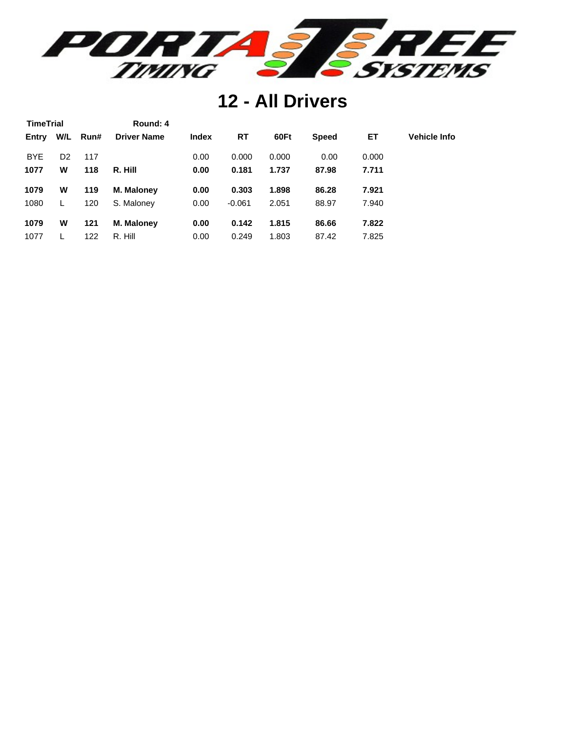# 12 - All Drivers

**TimeTrial** **Round: 4**

| Entry | W/L | Run# | Driver Name | Index | RT | 60Ft | Speed | ET | Vehicle Info |
|---|---|---|---|---|---|---|---|---|---|
| BYE | D2 | 117 | | 0.00 | 0.000 | 0.000 | 0.00 | 0.000 | |
| **1077** | **W** | **118** | **R. Hill** | **0.00** | **0.181** | **1.737** | **87.98** | **7.711** | |
| **1079** | **W** | **119** | **M. Maloney** | **0.00** | **0.303** | **1.898** | **86.28** | **7.921** | |
| 1080 | L | 120 | S. Maloney | 0.00 | -0.061 | 2.051 | 88.97 | 7.940 | |
| **1079** | **W** | **121** | **M. Maloney** | **0.00** | **0.142** | **1.815** | **86.66** | **7.822** | |
| 1077 | L | 122 | R. Hill | 0.00 | 0.249 | 1.803 | 87.42 | 7.825 | |